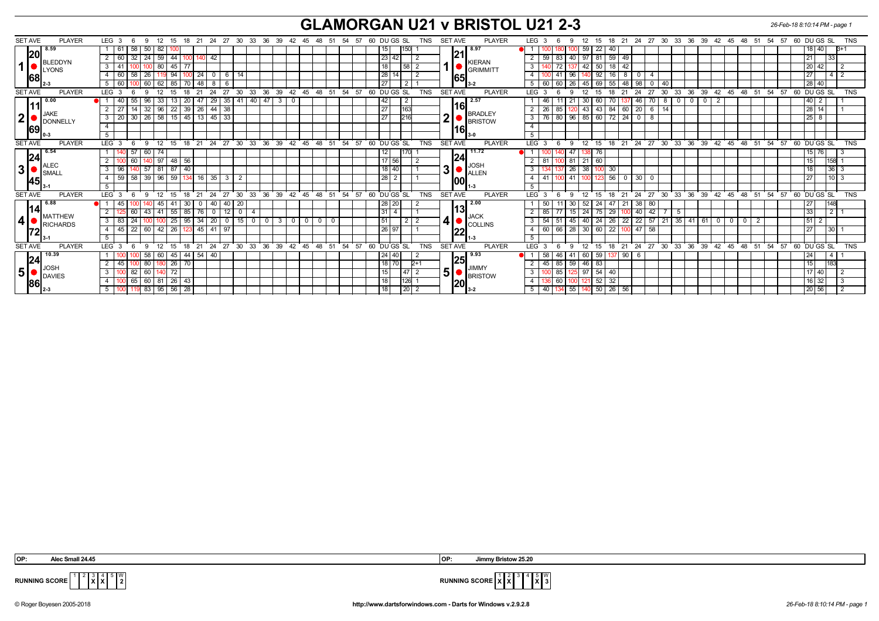# GLAMORGAN U21 v BRISTOL U21 2-3

26-Feb-18 8:10:14 PM - page 1

## Set 1

| SET AVE | PLAYER | LEG | 3 | 6 | 9 | 12 | 15 | 18 | 21 | 24 | 27 | 30 | 33 | 36 | 39 | 42 | 45 | DU | GS | SL | TNS |
|---|---|---|---|---|---|---|---|---|---|---|---|---|---|---|---|---|---|---|---|---|---|
| 8.59 / 20.68 | BLEDDYN LYONS (2-3) | 1 | 61 | 58 | 50 | 82 | 100 | | | | | | | | | | | | 15 | 150 | 1 |
| | | 2 | 60 | 32 | 24 | 59 | 44 | 100 | 140 | 42 | | | | | | | | 23 | 42 | | 2 |
| | | 3 | 41 | 100 | 100 | 80 | 45 | 77 | | | | | | | | | | | 18 | 58 | 2 |
| | | 4 | 60 | 58 | 26 | 119 | 94 | 100 | 24 | 0 | 6 | 14 | | | | | | 28 | 14 | | 2 |
| | | 5 | 60 | 100 | 60 | 62 | 85 | 70 | 48 | 8 | 6 | | | | | | | | 27 | 2 | 1 |

| SET AVE | PLAYER | LEG | 3 | 6 | 9 | 12 | 15 | 18 | 21 | 24 | 27 | 30 | 33 | 36 | 39 | 42 | 45 | DU | GS | SL | TNS |
|---|---|---|---|---|---|---|---|---|---|---|---|---|---|---|---|---|---|---|---|---|---|
| 8.97 / 21.65 | KIERAN GRIMMITT (3-2) | 1 | 100 | 180 | 100 | 59 | 22 | 40 | | | | | | | | | | 18 | 40 | | 3+1 |
| | | 2 | 59 | 83 | 40 | 97 | 81 | 59 | 49 | | | | | | | | | | 21 | 33 | |
| | | 3 | 140 | 72 | 137 | 42 | 50 | 18 | 42 | | | | | | | | | 20 | 42 | | 2 |
| | | 4 | 100 | 41 | 96 | 140 | 92 | 16 | 8 | 0 | 4 | | | | | | | | 27 | 4 | 2 |
| | | 5 | 60 | 60 | 26 | 45 | 69 | 55 | 48 | 98 | 0 | 40 | | | | | | 28 | 40 | | |

## Set 2

| SET AVE | PLAYER | LEG | 3 | 6 | 9 | 12 | 15 | 18 | 21 | 24 | 27 | 30 | 33 | 36 | 39 | 42 | 45 | DU | GS | SL | TNS |
|---|---|---|---|---|---|---|---|---|---|---|---|---|---|---|---|---|---|---|---|---|---|
| 0.00 / 11.69 | JAKE DONNELLY (0-3) | 1 | 40 | 55 | 96 | 33 | 13 | 20 | 47 | 29 | 35 | 41 | 40 | 47 | 3 | 0 | | | 42 | 2 | |
| | | 2 | 27 | 14 | 32 | 96 | 22 | 39 | 26 | 44 | 38 | | | | | | | | 27 | 163 | |
| | | 3 | 20 | 30 | 26 | 58 | 15 | 45 | 13 | 45 | 33 | | | | | | | | 27 | 216 | |

| SET AVE | PLAYER | LEG | 3 | 6 | 9 | 12 | 15 | 18 | 21 | 24 | 27 | 30 | 33 | 36 | 39 | 42 | 45 | DU | GS | SL | TNS |
|---|---|---|---|---|---|---|---|---|---|---|---|---|---|---|---|---|---|---|---|---|---|
| 2.57 / 16.16 | BRADLEY BRISTOW (3-0) | 1 | 46 | 11 | 21 | 30 | 60 | 70 | 137 | 46 | 70 | 8 | 0 | 0 | 0 | 2 | | 40 | 2 | | 1 |
| | | 2 | 26 | 85 | 120 | 43 | 43 | 84 | 60 | 20 | 6 | 14 | | | | | | 28 | 14 | | 1 |
| | | 3 | 76 | 80 | 96 | 85 | 60 | 72 | 24 | 0 | 8 | | | | | | | 25 | 8 | | |

## Set 3

| SET AVE | PLAYER | LEG | 3 | 6 | 9 | 12 | 15 | 18 | 21 | 24 | 27 | 30 | DU | GS | SL | TNS |
|---|---|---|---|---|---|---|---|---|---|---|---|---|---|---|---|---|
| 6.54 / 24.45 | ALEC SMALL (3-1) | 1 | 140 | 57 | 60 | 74 | | | | | | | | 12 | 170 | 1 |
| | | 2 | 100 | 60 | 140 | 97 | 48 | 56 | | | | | 17 | 56 | | 2 |
| | | 3 | 96 | 140 | 57 | 81 | 87 | 40 | | | | | 18 | 40 | | 1 |
| | | 4 | 59 | 58 | 39 | 96 | 59 | 134 | 16 | 35 | 3 | 2 | 28 | 2 | | 1 |

| SET AVE | PLAYER | LEG | 3 | 6 | 9 | 12 | 15 | 18 | 21 | 24 | 27 | 30 | DU | GS | SL | TNS |
|---|---|---|---|---|---|---|---|---|---|---|---|---|---|---|---|---|
| 11.72 / 24.00 | JOSH ALLEN (1-3) | 1 | 100 | 140 | 47 | 138 | 76 | | | | | | 15 | 76 | | 3 |
| | | 2 | 81 | 100 | 81 | 21 | 60 | | | | | | | 15 | 158 | 1 |
| | | 3 | 134 | 137 | 26 | 38 | 100 | 30 | | | | | | 18 | 36 | 3 |
| | | 4 | 41 | 100 | 41 | 100 | 123 | 56 | 0 | 30 | 0 | | | 27 | 10 | 3 |

## Set 4

| SET AVE | PLAYER | LEG | 3 | 6 | 9 | 12 | 15 | 18 | 21 | 24 | 27 | 30 | 33 | 36 | 39 | 42 | 45 | 48 | 51 | DU | GS | SL | TNS |
|---|---|---|---|---|---|---|---|---|---|---|---|---|---|---|---|---|---|---|---|---|---|---|---|
| 6.88 / 14.72 | MATTHEW RICHARDS (3-1) | 1 | 45 | 100 | 140 | 45 | 41 | 30 | 0 | 40 | 40 | 20 | | | | | | | | 28 | 20 | | 2 |
| | | 2 | 125 | 60 | 43 | 41 | 55 | 85 | 76 | 0 | 12 | 0 | 4 | | | | | | | 31 | 4 | | 1 |
| | | 3 | 83 | 24 | 100 | 100 | 25 | 95 | 34 | 20 | 0 | 15 | 0 | 0 | 3 | 0 | 0 | 0 | 0 | | 51 | 2 | 2 |
| | | 4 | 45 | 22 | 60 | 42 | 26 | 123 | 45 | 41 | 97 | | | | | | | | | 26 | 97 | | 1 |

| SET AVE | PLAYER | LEG | 3 | 6 | 9 | 12 | 15 | 18 | 21 | 24 | 27 | 30 | 33 | 36 | 39 | 42 | 45 | 48 | 51 | DU | GS | SL | TNS |
|---|---|---|---|---|---|---|---|---|---|---|---|---|---|---|---|---|---|---|---|---|---|---|---|
| 2.00 / 13.22 | JACK COLLINS (1-3) | 1 | 50 | 11 | 30 | 52 | 24 | 47 | 21 | 38 | 80 | | | | | | | | | | 27 | 148 | |
| | | 2 | 85 | 77 | 15 | 24 | 75 | 29 | 100 | 40 | 42 | 7 | 5 | | | | | | | | 33 | 2 | 1 |
| | | 3 | 54 | 51 | 45 | 40 | 24 | 26 | 22 | 22 | 57 | 21 | 35 | 41 | 61 | 0 | 0 | 0 | 2 | 51 | 2 | | |
| | | 4 | 60 | 66 | 28 | 30 | 60 | 22 | 100 | 47 | 58 | | | | | | | | | | 27 | 30 | 1 |

## Set 5

| SET AVE | PLAYER | LEG | 3 | 6 | 9 | 12 | 15 | 18 | 21 | 24 | DU | GS | SL | TNS |
|---|---|---|---|---|---|---|---|---|---|---|---|---|---|---|
| 10.39 / 24.86 | JOSH DAVIES (2-3) | 1 | 100 | 100 | 58 | 60 | 45 | 44 | 54 | 40 | 24 | 40 | | 2 |
| | | 2 | 45 | 100 | 80 | 180 | 26 | 70 | | | 18 | 70 | | 2+1 |
| | | 3 | 100 | 82 | 60 | 140 | 72 | | | | | 15 | 47 | 2 |
| | | 4 | 100 | 65 | 60 | 81 | 26 | 43 | | | | 18 | 126 | 1 |
| | | 5 | 100 | 119 | 83 | 95 | 56 | 28 | | | | 18 | 20 | 2 |

| SET AVE | PLAYER | LEG | 3 | 6 | 9 | 12 | 15 | 18 | 21 | 24 | DU | GS | SL | TNS |
|---|---|---|---|---|---|---|---|---|---|---|---|---|---|---|
| 9.93 / 25.20 | JIMMY BRISTOW (3-2) | 1 | 58 | 46 | 41 | 60 | 59 | 137 | 90 | 6 | | 24 | 4 | 1 |
| | | 2 | 45 | 85 | 59 | 46 | 83 | | | | | 15 | 183 | |
| | | 3 | 100 | 85 | 125 | 97 | 54 | 40 | | | 17 | 40 | | 2 |
| | | 4 | 136 | 60 | 100 | 121 | 52 | 32 | | | 16 | 32 | | 3 |
| | | 5 | 40 | 134 | 55 | 140 | 50 | 26 | 56 | | 20 | 56 | | 2 |

**OP:** Alec Small 24.45

**OP:** Jimmy Bristow 25.20

**RUNNING SCORE (Glamorgan):**

| 1 | 2 | 3 | 4 | 5 | W |
|---|---|---|---|---|---|
| | | X | X | | 2 |

**RUNNING SCORE (Bristol):**

| 1 | 2 | 3 | 4 | 5 | W |
|---|---|---|---|---|---|
| X | X | | | X | 3 |

© Roger Boyesen 2005-2018 http://www.dartsforwindows.com - Darts for Windows v.2.9.2.8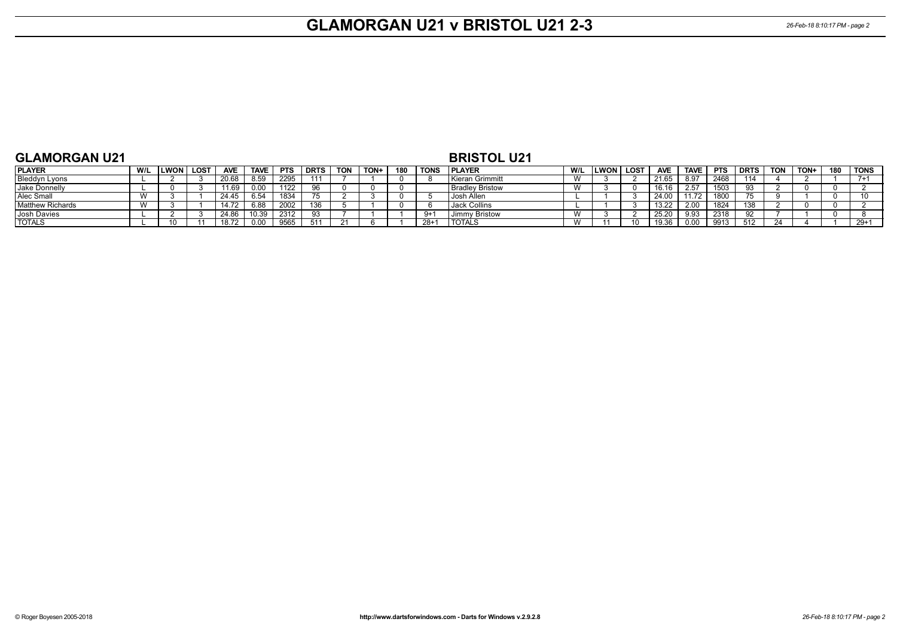# GLAMORGAN U21 v BRISTOL U21 2-3

## GLAMORGAN U21

| PLAYER | W/L | LWON | LOST | AVE | TAVE | PTS | DRTS | TON | TON+ | 180 | TONS |
|---|---|---|---|---|---|---|---|---|---|---|---|
| Bleddyn Lyons | L | 2 | 3 | 20.68 | 8.59 | 2295 | 111 | 7 | 1 | 0 | 8 |
| Jake Donnelly | L | 0 | 3 | 11.69 | 0.00 | 1122 | 96 | 0 | 0 | 0 | |
| Alec Small | W | 3 | 1 | 24.45 | 6.54 | 1834 | 75 | 2 | 3 | 0 | 5 |
| Matthew Richards | W | 3 | 1 | 14.72 | 6.88 | 2002 | 136 | 5 | 1 | 0 | 6 |
| Josh Davies | L | 2 | 3 | 24.86 | 10.39 | 2312 | 93 | 7 | 1 | 1 | 9+1 |
| TOTALS | L | 10 | 11 | 18.72 | 0.00 | 9565 | 511 | 21 | 6 | 1 | 28+1 |

## BRISTOL U21

| PLAYER | W/L | LWON | LOST | AVE | TAVE | PTS | DRTS | TON | TON+ | 180 | TONS |
|---|---|---|---|---|---|---|---|---|---|---|---|
| Kieran Grimmitt | W | 3 | 2 | 21.65 | 8.97 | 2468 | 114 | 4 | 2 | 1 | 7+1 |
| Bradley Bristow | W | 3 | 0 | 16.16 | 2.57 | 1503 | 93 | 2 | 0 | 0 | 2 |
| Josh Allen | L | 1 | 3 | 24.00 | 11.72 | 1800 | 75 | 9 | 1 | 0 | 10 |
| Jack Collins | L | 1 | 3 | 13.22 | 2.00 | 1824 | 138 | 2 | 0 | 0 | 2 |
| Jimmy Bristow | W | 3 | 2 | 25.20 | 9.93 | 2318 | 92 | 7 | 1 | 0 | 8 |
| TOTALS | W | 11 | 10 | 19.36 | 0.00 | 9913 | 512 | 24 | 4 | 1 | 29+1 |